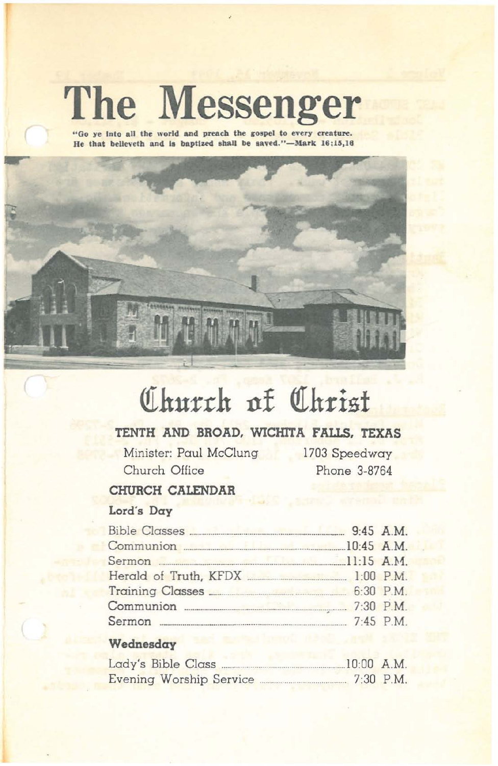# The Messenger

**"Go ye into all the world and preach the gospel to every creature. He that believeth and is baptized shall be saved."—Mark 16:15,16**

# Church of Christ

**TENTH AND BROAD, WICHITA FALLS, TEXAS**

Minister: Paul McClung — 1703 Speedway

Church Office — Phone 3-8764

## CHURCH CALENDAR

### Lord's Day

| | |
|---|---|
| Bible Classes | 9:45 A.M. |
| Communion | 10:45 A.M. |
| Sermon | 11:15 A.M. |
| Herald of Truth, KFDX | 1:00 P.M. |
| Training Classes | 6:30 P.M. |
| Communion | 7:30 P.M. |
| Sermon | 7:45 P.M. |

### Wednesday

| | |
|---|---|
| Lady's Bible Class | 10:00 A.M. |
| Evening Worship Service | 7:30 P.M. |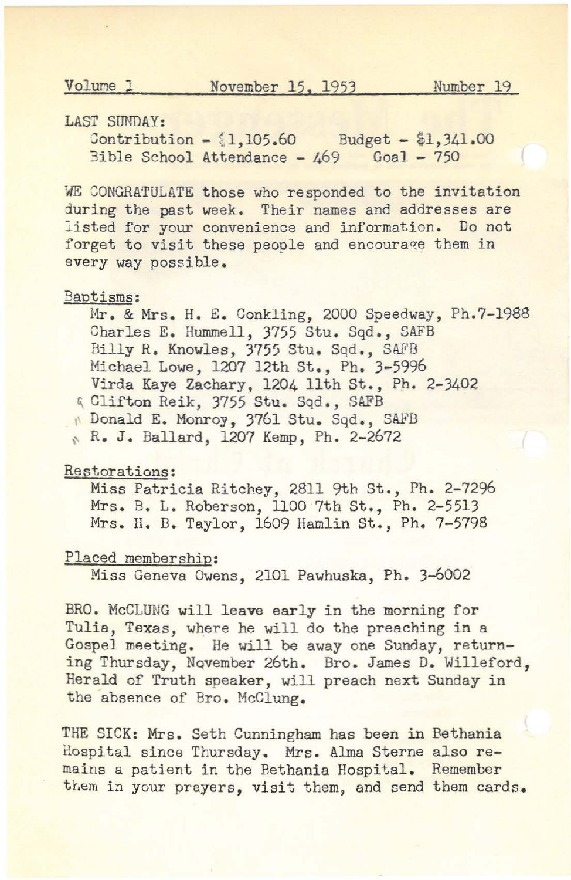Volume 1 November 15, 1953 Number 19

LAST SUNDAY:

Contribution - $1,105.60 Budget - $1,341.00
Bible School Attendance - 469 Goal - 750

WE CONGRATULATE those who responded to the invitation during the past week. Their names and addresses are listed for your convenience and information. Do not forget to visit these people and encourage them in every way possible.

Baptisms:

Mr. & Mrs. H. E. Conkling, 2000 Speedway, Ph.7-1988
Charles E. Hummell, 3755 Stu. Sqd., SAFB
Billy R. Knowles, 3755 Stu. Sqd., SAFB
Michael Lowe, 1207 12th St., Ph. 3-5996
Virda Kaye Zachary, 1204 11th St., Ph. 2-3402
Clifton Reik, 3755 Stu. Sqd., SAFB
Donald E. Monroy, 3761 Stu. Sqd., SAFB
R. J. Ballard, 1207 Kemp, Ph. 2-2672

Restorations:

Miss Patricia Ritchey, 2811 9th St., Ph. 2-7296
Mrs. B. L. Roberson, 1100 7th St., Ph. 2-5513
Mrs. H. B. Taylor, 1609 Hamlin St., Ph. 7-5798

Placed membership:

Miss Geneva Owens, 2101 Pawhuska, Ph. 3-6002

BRO. McCLUNG will leave early in the morning for Tulia, Texas, where he will do the preaching in a Gospel meeting. He will be away one Sunday, returning Thursday, November 26th. Bro. James D. Willeford, Herald of Truth speaker, will preach next Sunday in the absence of Bro. McClung.

THE SICK: Mrs. Seth Cunningham has been in Bethania Hospital since Thursday. Mrs. Alma Sterne also remains a patient in the Bethania Hospital. Remember them in your prayers, visit them, and send them cards.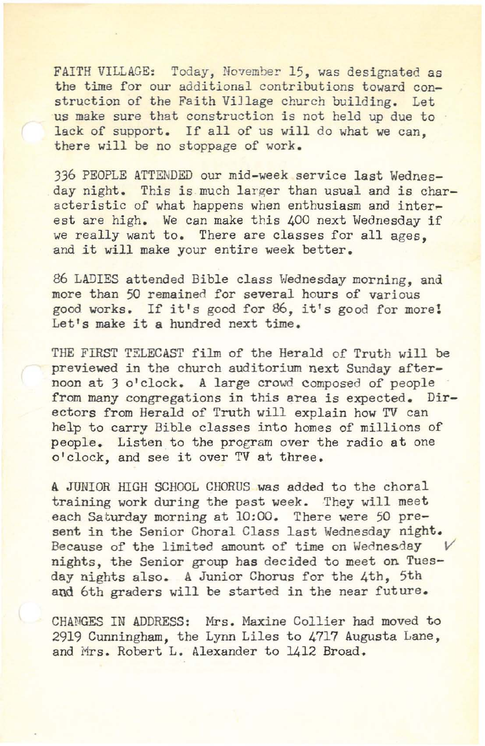FAITH VILLAGE: Today, November 15, was designated as the time for our additional contributions toward construction of the Faith Village church building. Let us make sure that construction is not held up due to lack of support. If all of us will do what we can, there will be no stoppage of work.

336 PEOPLE ATTENDED our mid-week service last Wednesday night. This is much larger than usual and is characteristic of what happens when enthusiasm and interest are high. We can make this 400 next Wednesday if we really want to. There are classes for all ages, and it will make your entire week better.

86 LADIES attended Bible class Wednesday morning, and more than 50 remained for several hours of various good works. If it's good for 86, it's good for more! Let's make it a hundred next time.

THE FIRST TELECAST film of the Herald of Truth will be previewed in the church auditorium next Sunday afternoon at 3 o'clock. A large crowd composed of people from many congregations in this area is expected. Directors from Herald of Truth will explain how TV can help to carry Bible classes into homes of millions of people. Listen to the program over the radio at one o'clock, and see it over TV at three.

A JUNIOR HIGH SCHOOL CHORUS was added to the choral training work during the past week. They will meet each Saturday morning at 10:00. There were 50 present in the Senior Choral Class last Wednesday night. Because of the limited amount of time on Wednesday nights, the Senior group has decided to meet on Tuesday nights also. A Junior Chorus for the 4th, 5th and 6th graders will be started in the near future.

CHANGES IN ADDRESS: Mrs. Maxine Collier had moved to 2919 Cunningham, the Lynn Liles to 4717 Augusta Lane, and Mrs. Robert L. Alexander to 1412 Broad.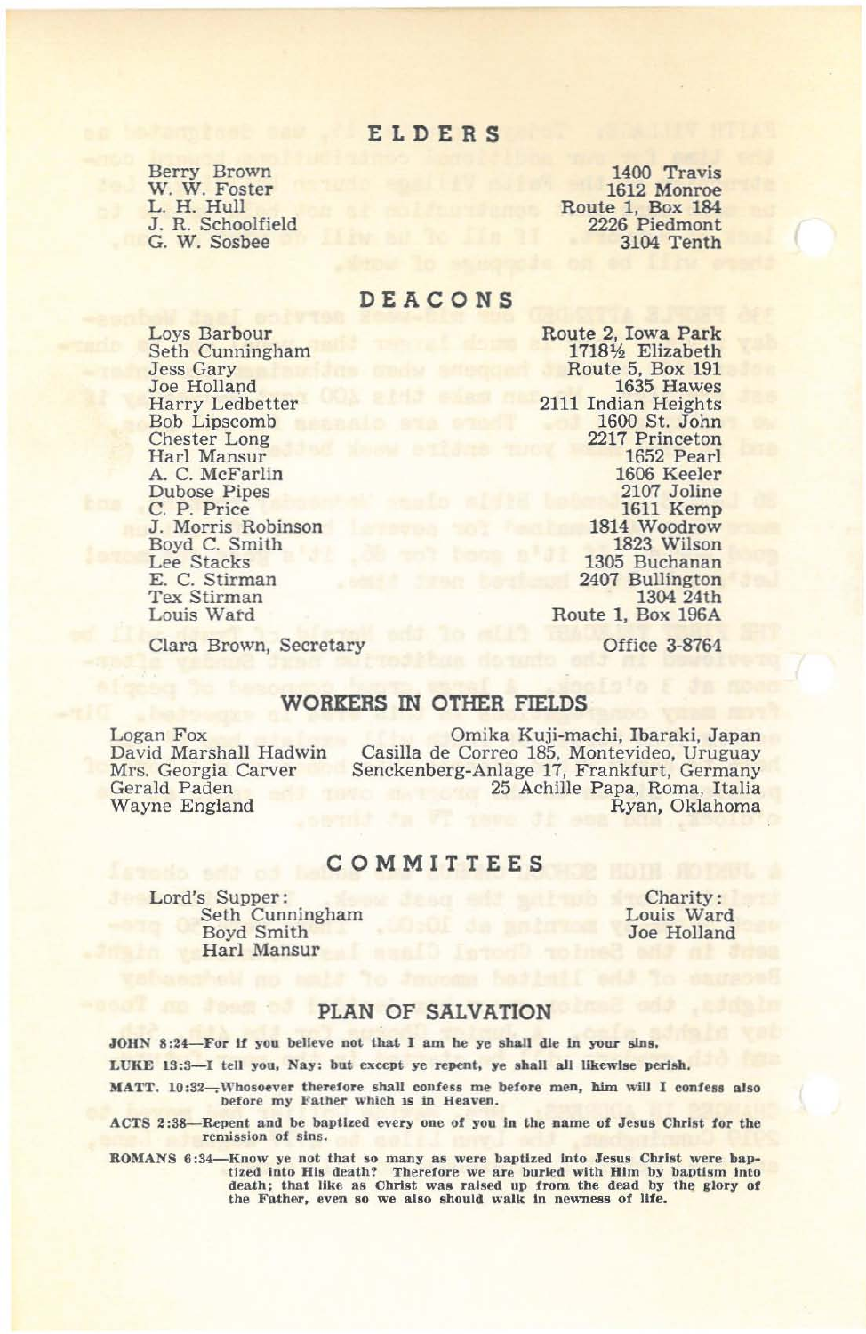## ELDERS

| | |
|---|---|
| Berry Brown | 1400 Travis |
| W. W. Foster | 1612 Monroe |
| L. H. Hull | Route 1, Box 184 |
| J. R. Schoolfield | 2226 Piedmont |
| G. W. Sosbee | 3104 Tenth |

## DEACONS

| | |
|---|---|
| Loys Barbour | Route 2, Iowa Park |
| Seth Cunningham | 1718½ Elizabeth |
| Jess Gary | Route 5, Box 191 |
| Joe Holland | 1635 Hawes |
| Harry Ledbetter | 2111 Indian Heights |
| Bob Lipscomb | 1600 St. John |
| Chester Long | 2217 Princeton |
| Harl Mansur | 1652 Pearl |
| A. C. McFarlin | 1606 Keeler |
| Dubose Pipes | 2107 Joline |
| C. P. Price | 1611 Kemp |
| J. Morris Robinson | 1814 Woodrow |
| Boyd C. Smith | 1823 Wilson |
| Lee Stacks | 1305 Buchanan |
| E. C. Stirman | 2407 Bullington |
| Tex Stirman | 1304 24th |
| Louis Ward | Route 1, Box 196A |

Clara Brown, Secretary — Office 3-8764

## WORKERS IN OTHER FIELDS

| | |
|---|---|
| Logan Fox | Omika Kuji-machi, Ibaraki, Japan |
| David Marshall Hadwin | Casilla de Correo 185, Montevideo, Uruguay |
| Mrs. Georgia Carver | Senckenberg-Anlage 17, Frankfurt, Germany |
| Gerald Paden | 25 Achille Papa, Roma, Italia |
| Wayne England | Ryan, Oklahoma |

## COMMITTEES

Lord's Supper:
Seth Cunningham
Boyd Smith
Harl Mansur

Charity:
Louis Ward
Joe Holland

## PLAN OF SALVATION

**JOHN 8:24—For if you believe not that I am he ye shall die in your sins.**

**LUKE 13:3—I tell you, Nay: but except ye repent, ye shall all likewise perish.**

**MATT. 10:32—Whosoever therefore shall confess me before men, him will I confess also before my Father which is in Heaven.**

**ACTS 2:38—Repent and be baptized every one of you in the name of Jesus Christ for the remission of sins.**

**ROMANS 6:34—Know ye not that so many as were baptized into Jesus Christ were baptized into His death? Therefore we are buried with Him by baptism into death; that like as Christ was raised up from the dead by the glory of the Father, even so we also should walk in newness of life.**